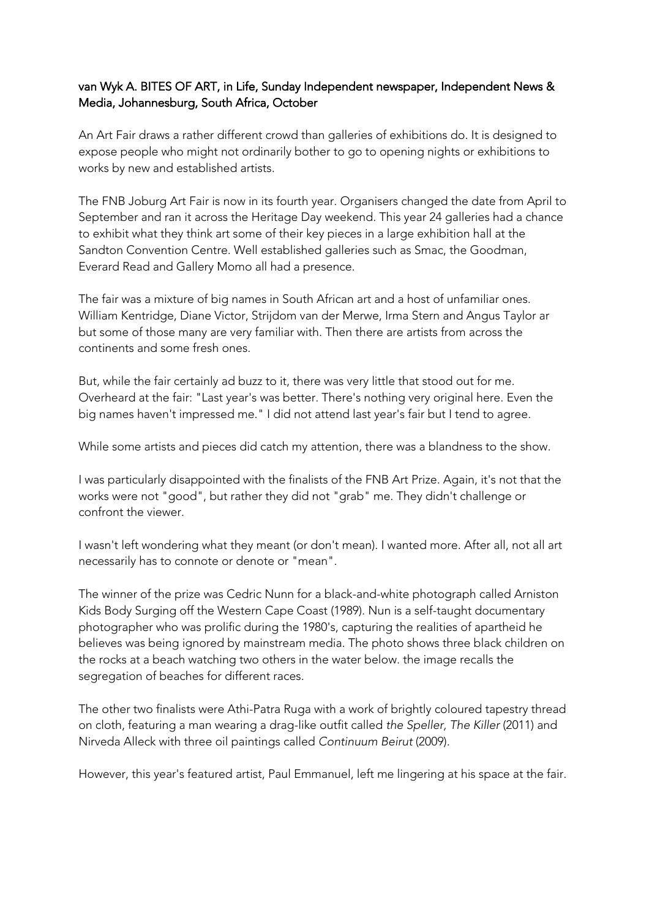**van Wyk A. BITES OF ART, in Life, Sunday Independent newspaper, Independent News & Media, Johannesburg, South Africa, October**

An Art Fair draws a rather different crowd than galleries of exhibitions do. It is designed to expose people who might not ordinarily bother to go to opening nights or exhibitions to works by new and established artists.

The FNB Joburg Art Fair is now in its fourth year. Organisers changed the date from April to September and ran it across the Heritage Day weekend. This year 24 galleries had a chance to exhibit what they think art some of their key pieces in a large exhibition hall at the Sandton Convention Centre. Well established galleries such as Smac, the Goodman, Everard Read and Gallery Momo all had a presence.

The fair was a mixture of big names in South African art and a host of unfamiliar ones. William Kentridge, Diane Victor, Strijdom van der Merwe, Irma Stern and Angus Taylor ar but some of those many are very familiar with. Then there are artists from across the continents and some fresh ones.

But, while the fair certainly ad buzz to it, there was very little that stood out for me. Overheard at the fair: "Last year's was better. There's nothing very original here. Even the big names haven't impressed me." I did not attend last year's fair but I tend to agree.

While some artists and pieces did catch my attention, there was a blandness to the show.

I was particularly disappointed with the finalists of the FNB Art Prize. Again, it's not that the works were not "good", but rather they did not "grab" me. They didn't challenge or confront the viewer.

I wasn't left wondering what they meant (or don't mean). I wanted more. After all, not all art necessarily has to connote or denote or "mean".

The winner of the prize was Cedric Nunn for a black-and-white photograph called Arniston Kids Body Surging off the Western Cape Coast (1989). Nun is a self-taught documentary photographer who was prolific during the 1980's, capturing the realities of apartheid he believes was being ignored by mainstream media. The photo shows three black children on the rocks at a beach watching two others in the water below. the image recalls the segregation of beaches for different races.

The other two finalists were Athi-Patra Ruga with a work of brightly coloured tapestry thread on cloth, featuring a man wearing a drag-like outfit called *the Speller, The Killer* (2011) and Nirveda Alleck with three oil paintings called *Continuum Beirut* (2009).

However, this year's featured artist, Paul Emmanuel, left me lingering at his space at the fair.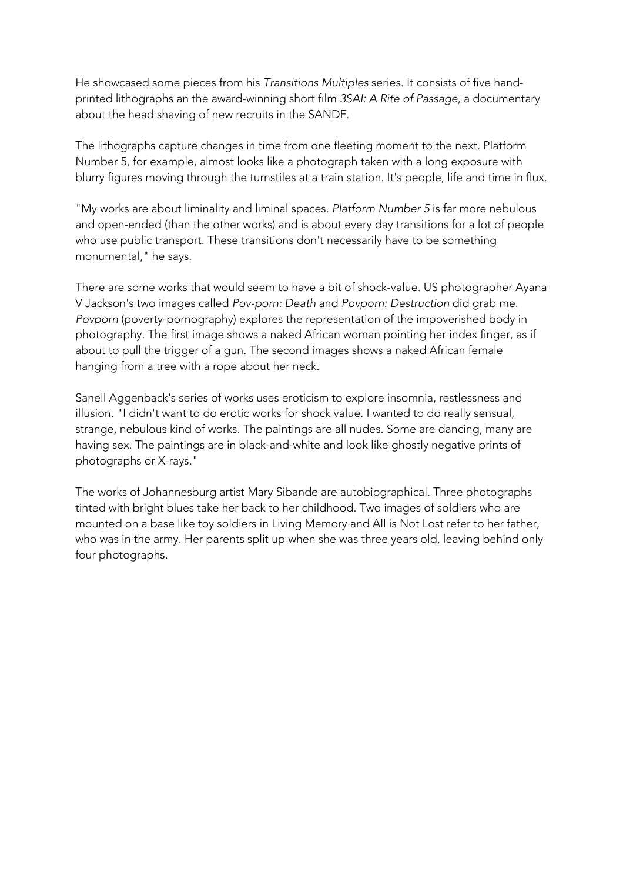He showcased some pieces from his *Transitions Multiples* series. It consists of five hand-printed lithographs an the award-winning short film *3SAI: A Rite of Passage*, a documentary about the head shaving of new recruits in the SANDF.

The lithographs capture changes in time from one fleeting moment to the next. Platform Number 5, for example, almost looks like a photograph taken with a long exposure with blurry figures moving through the turnstiles at a train station. It's people, life and time in flux.

"My works are about liminality and liminal spaces. *Platform Number 5* is far more nebulous and open-ended (than the other works) and is about every day transitions for a lot of people who use public transport. These transitions don't necessarily have to be something monumental," he says.

There are some works that would seem to have a bit of shock-value. US photographer Ayana V Jackson's two images called *Pov-porn: Death* and *Povporn: Destruction* did grab me. *Povporn* (poverty-pornography) explores the representation of the impoverished body in photography. The first image shows a naked African woman pointing her index finger, as if about to pull the trigger of a gun. The second images shows a naked African female hanging from a tree with a rope about her neck.

Sanell Aggenback's series of works uses eroticism to explore insomnia, restlessness and illusion. "I didn't want to do erotic works for shock value. I wanted to do really sensual, strange, nebulous kind of works. The paintings are all nudes. Some are dancing, many are having sex. The paintings are in black-and-white and look like ghostly negative prints of photographs or X-rays."

The works of Johannesburg artist Mary Sibande are autobiographical. Three photographs tinted with bright blues take her back to her childhood. Two images of soldiers who are mounted on a base like toy soldiers in Living Memory and All is Not Lost refer to her father, who was in the army. Her parents split up when she was three years old, leaving behind only four photographs.